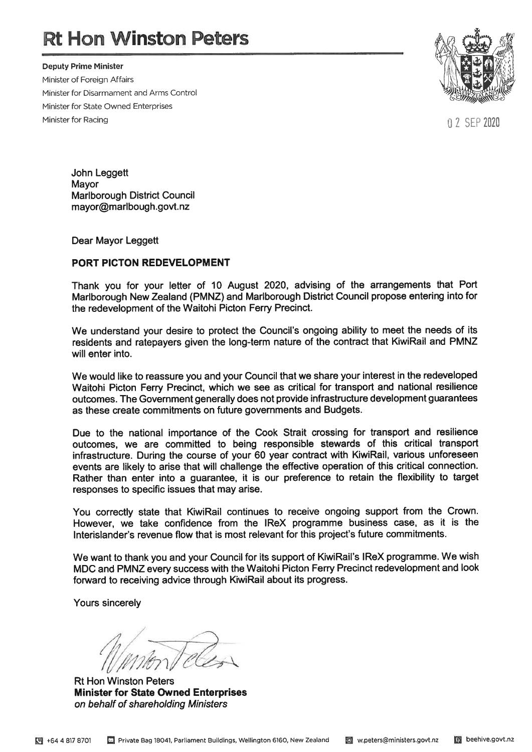# Rt Hon Winston Peters

**Deputy Prime Minister**
Minister of Foreign Affairs
Minister for Disarmament and Arms Control
Minister for State Owned Enterprises
Minister for Racing

02 SEP 2020

John Leggett
Mayor
Marlborough District Council
mayor@marlbough.govt.nz

Dear Mayor Leggett

**PORT PICTON REDEVELOPMENT**

Thank you for your letter of 10 August 2020, advising of the arrangements that Port Marlborough New Zealand (PMNZ) and Marlborough District Council propose entering into for the redevelopment of the Waitohi Picton Ferry Precinct.

We understand your desire to protect the Council's ongoing ability to meet the needs of its residents and ratepayers given the long-term nature of the contract that KiwiRail and PMNZ will enter into.

We would like to reassure you and your Council that we share your interest in the redeveloped Waitohi Picton Ferry Precinct, which we see as critical for transport and national resilience outcomes. The Government generally does not provide infrastructure development guarantees as these create commitments on future governments and Budgets.

Due to the national importance of the Cook Strait crossing for transport and resilience outcomes, we are committed to being responsible stewards of this critical transport infrastructure. During the course of your 60 year contract with KiwiRail, various unforeseen events are likely to arise that will challenge the effective operation of this critical connection. Rather than enter into a guarantee, it is our preference to retain the flexibility to target responses to specific issues that may arise.

You correctly state that KiwiRail continues to receive ongoing support from the Crown. However, we take confidence from the IReX programme business case, as it is the Interislander's revenue flow that is most relevant for this project's future commitments.

We want to thank you and your Council for its support of KiwiRail's IReX programme. We wish MDC and PMNZ every success with the Waitohi Picton Ferry Precinct redevelopment and look forward to receiving advice through KiwiRail about its progress.

Yours sincerely

Rt Hon Winston Peters
**Minister for State Owned Enterprises**
*on behalf of shareholding Ministers*

+64 4 817 8701 Private Bag 18041, Parliament Buildings, Wellington 6160, New Zealand w.peters@ministers.govt.nz beehive.govt.nz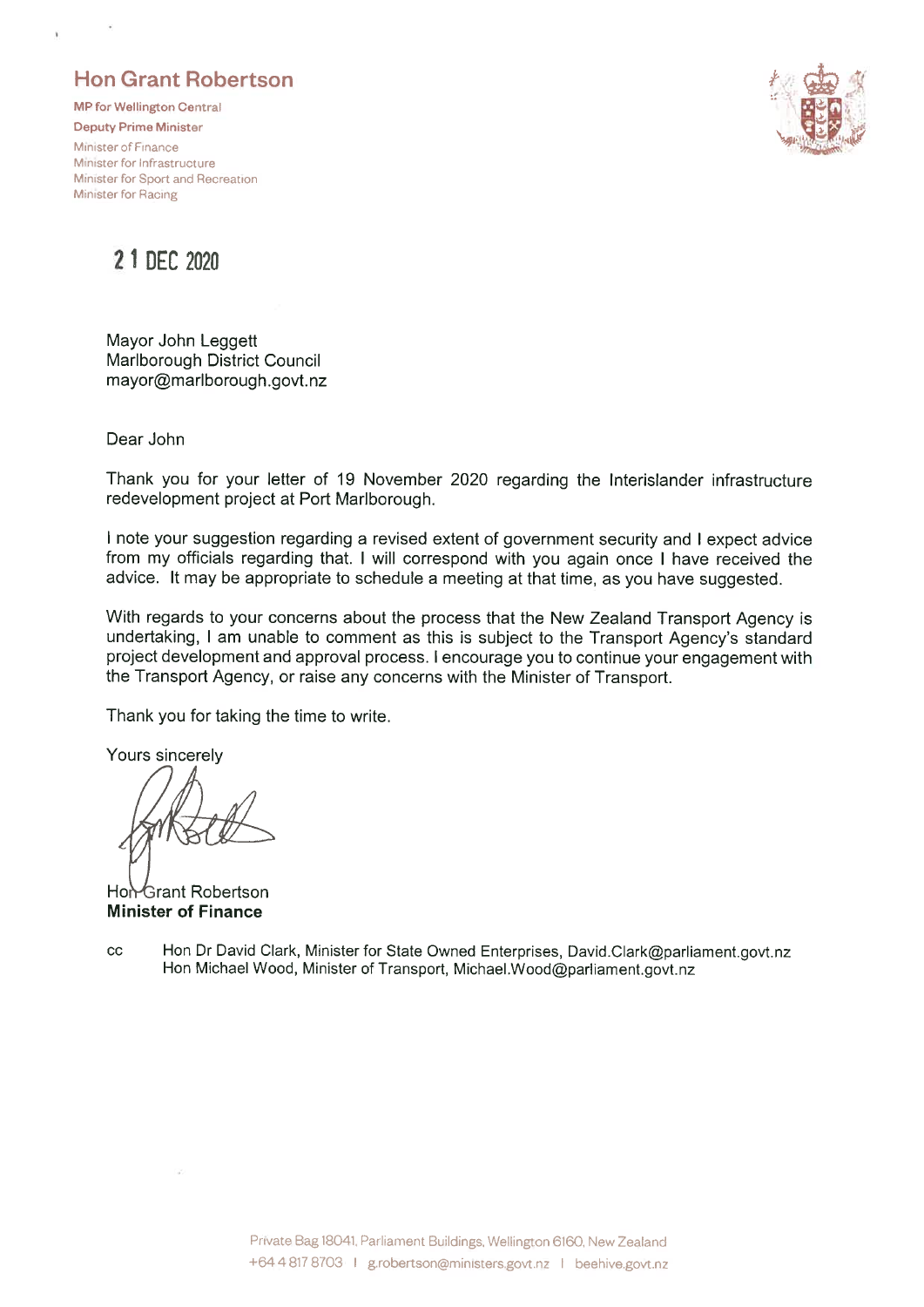# Hon Grant Robertson

**MP for Wellington Central**
**Deputy Prime Minister**
Minister of Finance
Minister for Infrastructure
Minister for Sport and Recreation
Minister for Racing

**21 DEC 2020**

Mayor John Leggett
Marlborough District Council
mayor@marlborough.govt.nz

Dear John

Thank you for your letter of 19 November 2020 regarding the Interislander infrastructure redevelopment project at Port Marlborough.

I note your suggestion regarding a revised extent of government security and I expect advice from my officials regarding that. I will correspond with you again once I have received the advice. It may be appropriate to schedule a meeting at that time, as you have suggested.

With regards to your concerns about the process that the New Zealand Transport Agency is undertaking, I am unable to comment as this is subject to the Transport Agency's standard project development and approval process. I encourage you to continue your engagement with the Transport Agency, or raise any concerns with the Minister of Transport.

Thank you for taking the time to write.

Yours sincerely

Hon Grant Robertson
**Minister of Finance**

cc Hon Dr David Clark, Minister for State Owned Enterprises, David.Clark@parliament.govt.nz
Hon Michael Wood, Minister of Transport, Michael.Wood@parliament.govt.nz

Private Bag 18041, Parliament Buildings, Wellington 6160, New Zealand
+64 4 817 8703 | g.robertson@ministers.govt.nz | beehive.govt.nz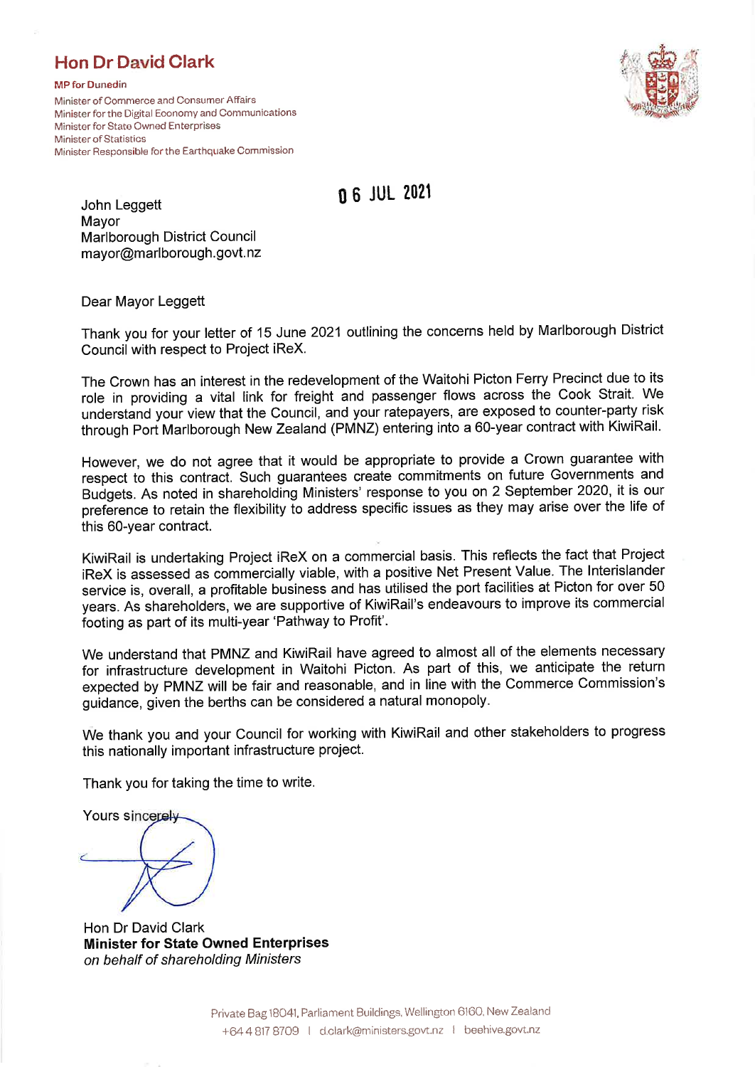# Hon Dr David Clark

**MP for Dunedin**

Minister of Commerce and Consumer Affairs
Minister for the Digital Economy and Communications
Minister for State Owned Enterprises
Minister of Statistics
Minister Responsible for the Earthquake Commission

06 JUL 2021

John Leggett
Mayor
Marlborough District Council
mayor@marlborough.govt.nz

Dear Mayor Leggett

Thank you for your letter of 15 June 2021 outlining the concerns held by Marlborough District Council with respect to Project iReX.

The Crown has an interest in the redevelopment of the Waitohi Picton Ferry Precinct due to its role in providing a vital link for freight and passenger flows across the Cook Strait. We understand your view that the Council, and your ratepayers, are exposed to counter-party risk through Port Marlborough New Zealand (PMNZ) entering into a 60-year contract with KiwiRail.

However, we do not agree that it would be appropriate to provide a Crown guarantee with respect to this contract. Such guarantees create commitments on future Governments and Budgets. As noted in shareholding Ministers' response to you on 2 September 2020, it is our preference to retain the flexibility to address specific issues as they may arise over the life of this 60-year contract.

KiwiRail is undertaking Project iReX on a commercial basis. This reflects the fact that Project iReX is assessed as commercially viable, with a positive Net Present Value. The Interislander service is, overall, a profitable business and has utilised the port facilities at Picton for over 50 years. As shareholders, we are supportive of KiwiRail's endeavours to improve its commercial footing as part of its multi-year 'Pathway to Profit'.

We understand that PMNZ and KiwiRail have agreed to almost all of the elements necessary for infrastructure development in Waitohi Picton. As part of this, we anticipate the return expected by PMNZ will be fair and reasonable, and in line with the Commerce Commission's guidance, given the berths can be considered a natural monopoly.

We thank you and your Council for working with KiwiRail and other stakeholders to progress this nationally important infrastructure project.

Thank you for taking the time to write.

Yours sincerely

Hon Dr David Clark
**Minister for State Owned Enterprises**
*on behalf of shareholding Ministers*

Private Bag 18041, Parliament Buildings, Wellington 6160, New Zealand
+64 4 817 8709 | d.clark@ministers.govt.nz | beehive.govt.nz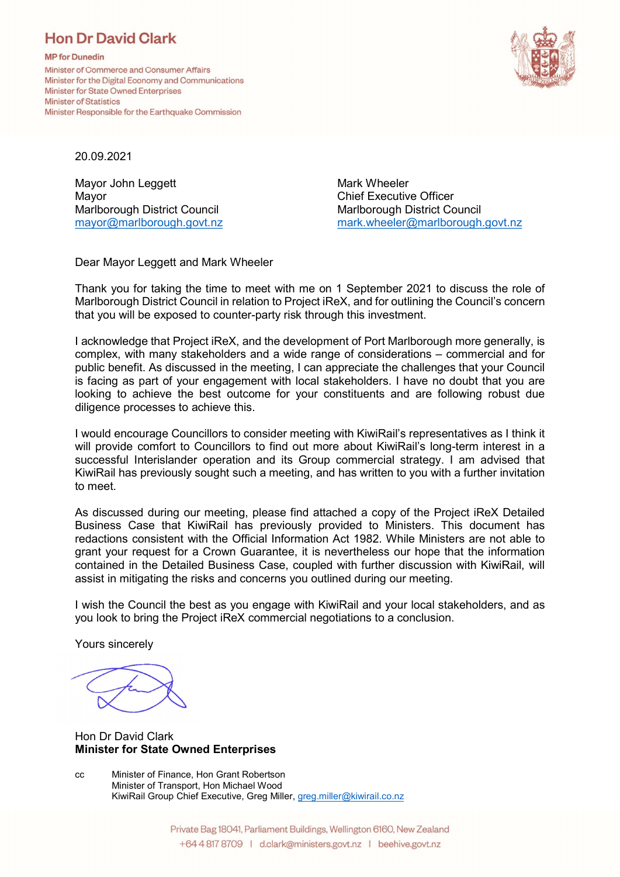# Hon Dr David Clark

**MP for Dunedin**

Minister of Commerce and Consumer Affairs
Minister for the Digital Economy and Communications
Minister for State Owned Enterprises
Minister of Statistics
Minister Responsible for the Earthquake Commission

20.09.2021

Mayor John Leggett
Mayor
Marlborough District Council
mayor@marlborough.govt.nz

Mark Wheeler
Chief Executive Officer
Marlborough District Council
mark.wheeler@marlborough.govt.nz

Dear Mayor Leggett and Mark Wheeler

Thank you for taking the time to meet with me on 1 September 2021 to discuss the role of Marlborough District Council in relation to Project iReX, and for outlining the Council's concern that you will be exposed to counter-party risk through this investment.

I acknowledge that Project iReX, and the development of Port Marlborough more generally, is complex, with many stakeholders and a wide range of considerations – commercial and for public benefit. As discussed in the meeting, I can appreciate the challenges that your Council is facing as part of your engagement with local stakeholders. I have no doubt that you are looking to achieve the best outcome for your constituents and are following robust due diligence processes to achieve this.

I would encourage Councillors to consider meeting with KiwiRail's representatives as I think it will provide comfort to Councillors to find out more about KiwiRail's long-term interest in a successful Interislander operation and its Group commercial strategy. I am advised that KiwiRail has previously sought such a meeting, and has written to you with a further invitation to meet.

As discussed during our meeting, please find attached a copy of the Project iReX Detailed Business Case that KiwiRail has previously provided to Ministers. This document has redactions consistent with the Official Information Act 1982. While Ministers are not able to grant your request for a Crown Guarantee, it is nevertheless our hope that the information contained in the Detailed Business Case, coupled with further discussion with KiwiRail, will assist in mitigating the risks and concerns you outlined during our meeting.

I wish the Council the best as you engage with KiwiRail and your local stakeholders, and as you look to bring the Project iReX commercial negotiations to a conclusion.

Yours sincerely

Hon Dr David Clark
**Minister for State Owned Enterprises**

cc Minister of Finance, Hon Grant Robertson
Minister of Transport, Hon Michael Wood
KiwiRail Group Chief Executive, Greg Miller, greg.miller@kiwirail.co.nz

Private Bag 18041, Parliament Buildings, Wellington 6160, New Zealand
+64 4 817 8709 | d.clark@ministers.govt.nz | beehive.govt.nz